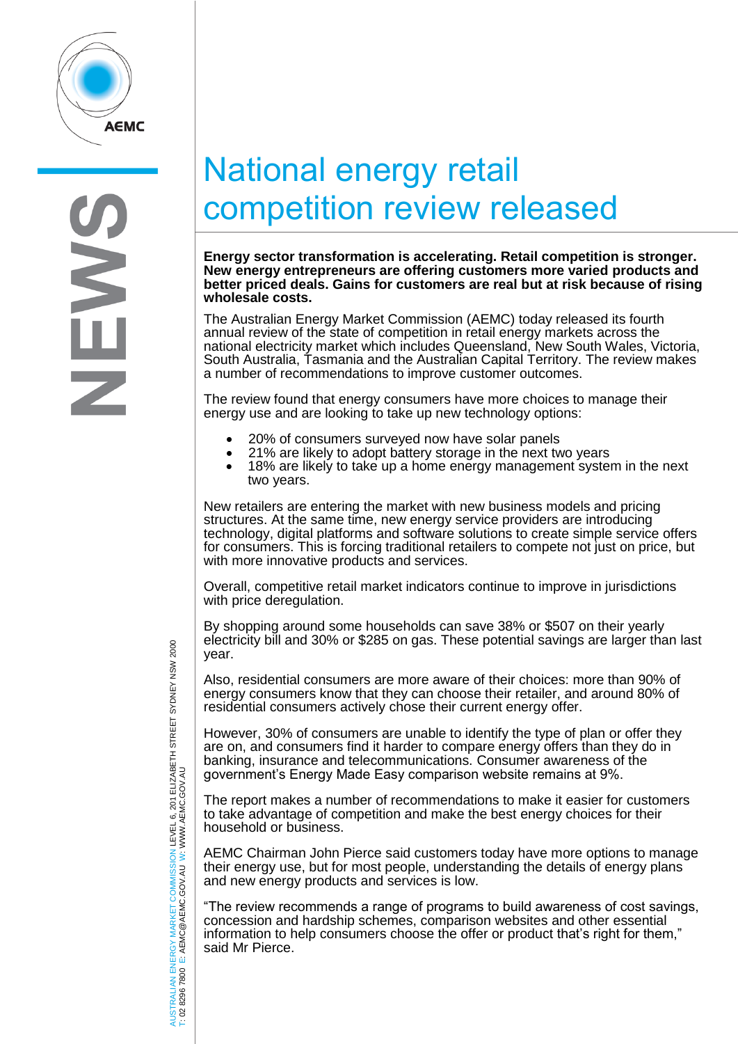# National energy retail competition review released

**Energy sector transformation is accelerating. Retail competition is stronger. New energy entrepreneurs are offering customers more varied products and better priced deals. Gains for customers are real but at risk because of rising wholesale costs.**

The Australian Energy Market Commission (AEMC) today released its fourth annual review of the state of competition in retail energy markets across the national electricity market which includes Queensland, New South Wales, Victoria, South Australia, Tasmania and the Australian Capital Territory. The review makes a number of recommendations to improve customer outcomes.

The review found that energy consumers have more choices to manage their energy use and are looking to take up new technology options:

- 20% of consumers surveyed now have solar panels
- 21% are likely to adopt battery storage in the next two years
- 18% are likely to take up a home energy management system in the next two years.

New retailers are entering the market with new business models and pricing structures. At the same time, new energy service providers are introducing technology, digital platforms and software solutions to create simple service offers for consumers. This is forcing traditional retailers to compete not just on price, but with more innovative products and services.

Overall, competitive retail market indicators continue to improve in jurisdictions with price deregulation.

By shopping around some households can save 38% or $507 on their yearly electricity bill and 30% or $285 on gas. These potential savings are larger than last year.

Also, residential consumers are more aware of their choices: more than 90% of energy consumers know that they can choose their retailer, and around 80% of residential consumers actively chose their current energy offer.

However, 30% of consumers are unable to identify the type of plan or offer they are on, and consumers find it harder to compare energy offers than they do in banking, insurance and telecommunications. Consumer awareness of the government's Energy Made Easy comparison website remains at 9%.

The report makes a number of recommendations to make it easier for customers to take advantage of competition and make the best energy choices for their household or business.

AEMC Chairman John Pierce said customers today have more options to manage their energy use, but for most people, understanding the details of energy plans and new energy products and services is low.

"The review recommends a range of programs to build awareness of cost savings, concession and hardship schemes, comparison websites and other essential information to help consumers choose the offer or product that's right for them," said Mr Pierce.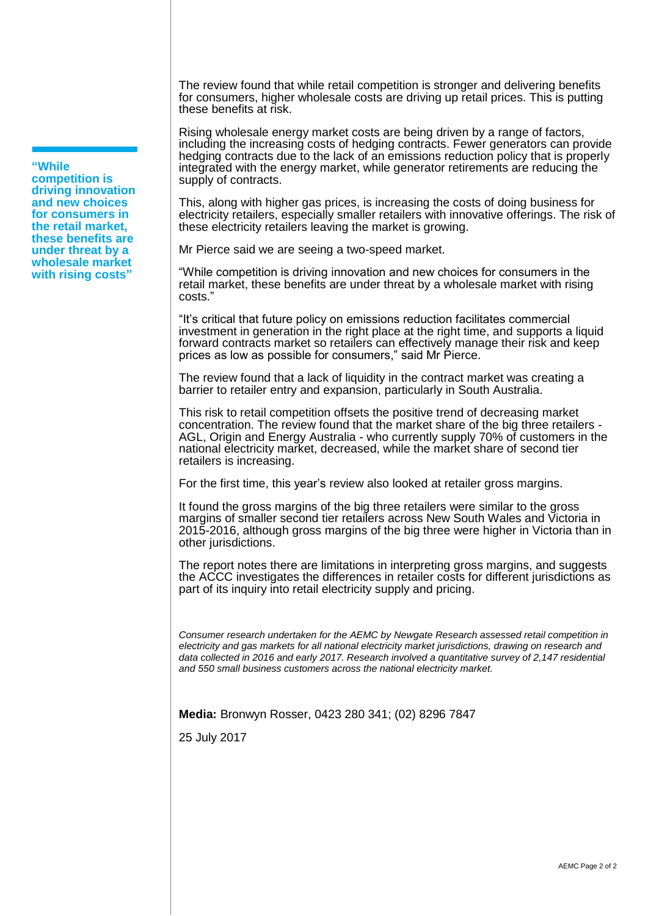> **"While competition is driving innovation and new choices for consumers in the retail market, these benefits are under threat by a wholesale market with rising costs"**

The review found that while retail competition is stronger and delivering benefits for consumers, higher wholesale costs are driving up retail prices. This is putting these benefits at risk.

Rising wholesale energy market costs are being driven by a range of factors, including the increasing costs of hedging contracts. Fewer generators can provide hedging contracts due to the lack of an emissions reduction policy that is properly integrated with the energy market, while generator retirements are reducing the supply of contracts.

This, along with higher gas prices, is increasing the costs of doing business for electricity retailers, especially smaller retailers with innovative offerings. The risk of these electricity retailers leaving the market is growing.

Mr Pierce said we are seeing a two-speed market.

"While competition is driving innovation and new choices for consumers in the retail market, these benefits are under threat by a wholesale market with rising costs."

"It's critical that future policy on emissions reduction facilitates commercial investment in generation in the right place at the right time, and supports a liquid forward contracts market so retailers can effectively manage their risk and keep prices as low as possible for consumers," said Mr Pierce.

The review found that a lack of liquidity in the contract market was creating a barrier to retailer entry and expansion, particularly in South Australia.

This risk to retail competition offsets the positive trend of decreasing market concentration. The review found that the market share of the big three retailers - AGL, Origin and Energy Australia - who currently supply 70% of customers in the national electricity market, decreased, while the market share of second tier retailers is increasing.

For the first time, this year's review also looked at retailer gross margins.

It found the gross margins of the big three retailers were similar to the gross margins of smaller second tier retailers across New South Wales and Victoria in 2015-2016, although gross margins of the big three were higher in Victoria than in other jurisdictions.

The report notes there are limitations in interpreting gross margins, and suggests the ACCC investigates the differences in retailer costs for different jurisdictions as part of its inquiry into retail electricity supply and pricing.

*Consumer research undertaken for the AEMC by Newgate Research assessed retail competition in electricity and gas markets for all national electricity market jurisdictions, drawing on research and data collected in 2016 and early 2017. Research involved a quantitative survey of 2,147 residential and 550 small business customers across the national electricity market.*

**Media:** Bronwyn Rosser, 0423 280 341; (02) 8296 7847

25 July 2017